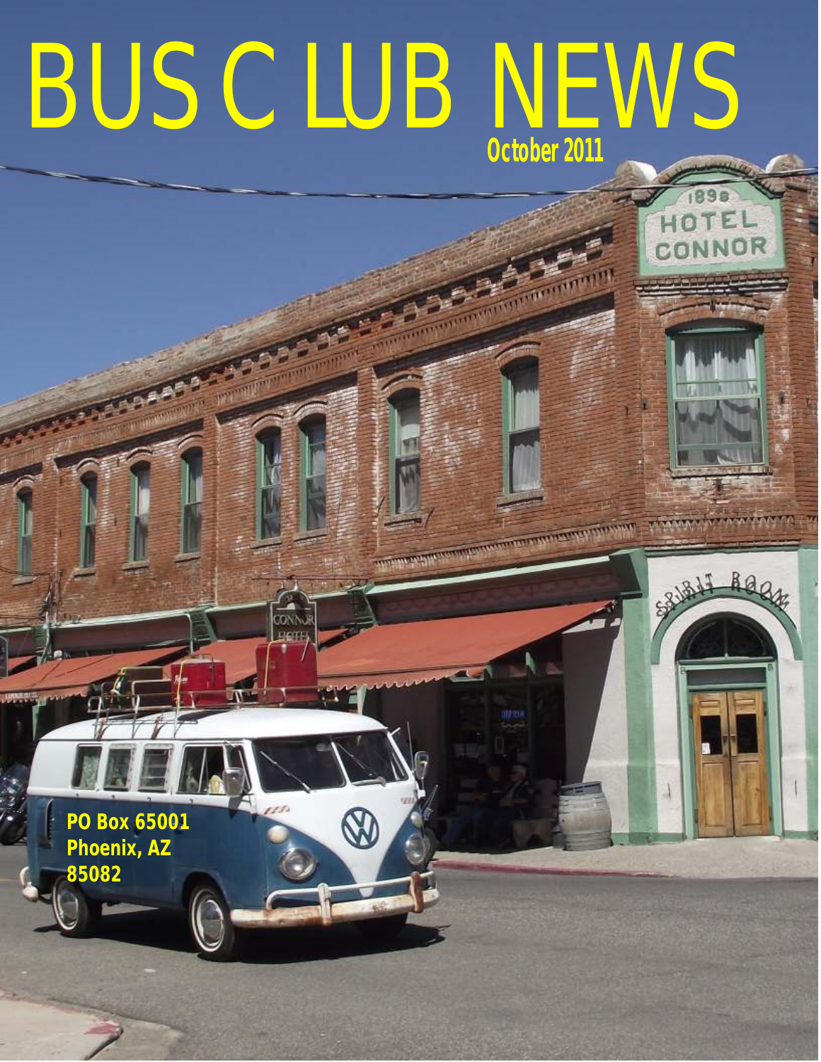# BUS CLUB NEWS

**October 2011**

**PO Box 65001**
**Phoenix, AZ**
**85082**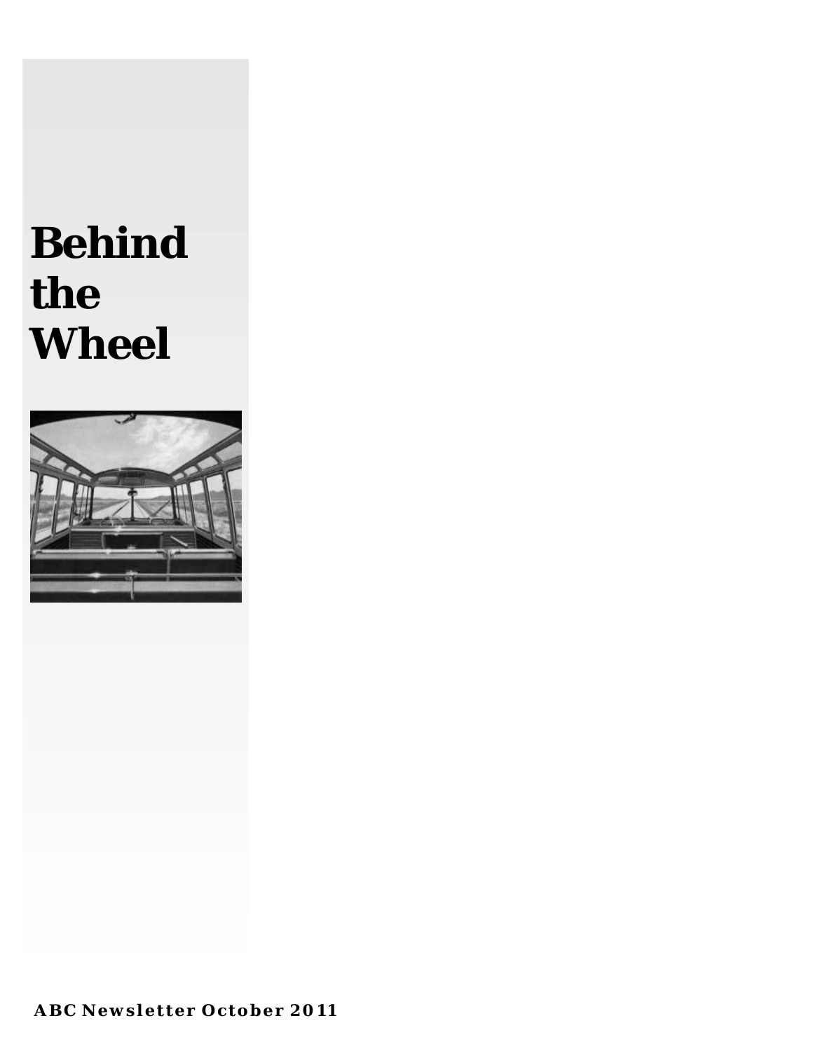# Behind the Wheel

**ABC Newsletter October 2011**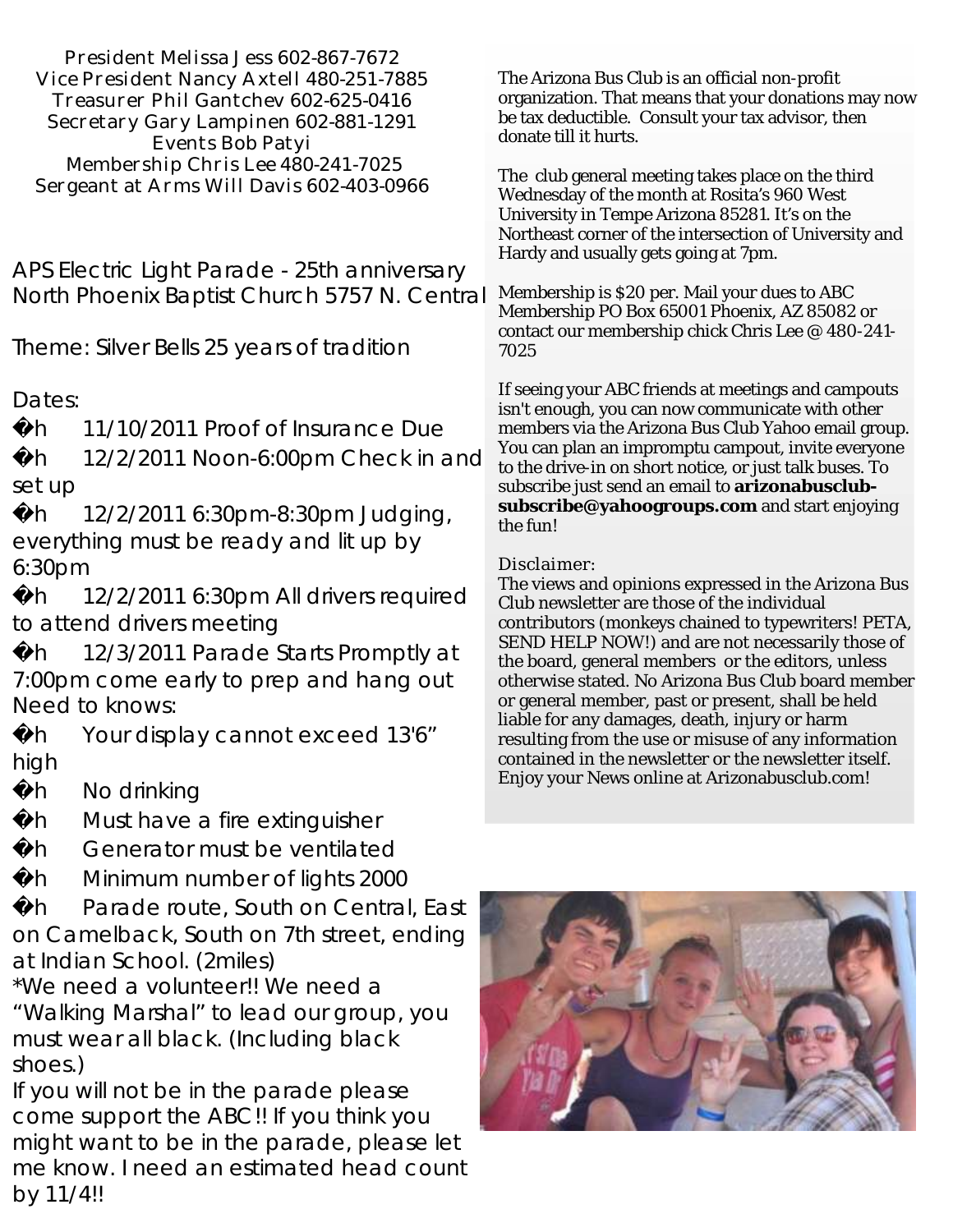President Melissa Jess 602-867-7672
Vice President Nancy Axtell 480-251-7885
Treasurer Phil Gantchev 602-625-0416
Secretary Gary Lampinen 602-881-1291
Events Bob Patyi
Membership Chris Lee 480-241-7025
Sergeant at Arms Will Davis 602-403-0966

APS Electric Light Parade - 25th anniversary
North Phoenix Baptist Church 5757 N. Central

Theme: Silver Bells 25 years of tradition

Dates:

- 11/10/2011 Proof of Insurance Due
- 12/2/2011 Noon-6:00pm Check in and set up
- 12/2/2011 6:30pm-8:30pm Judging, everything must be ready and lit up by 6:30pm
- 12/2/2011 6:30pm All drivers required to attend drivers meeting
- 12/3/2011 Parade Starts Promptly at 7:00pm come early to prep and hang out

Need to knows:

- Your display cannot exceed 13'6" high
- No drinking
- Must have a fire extinguisher
- Generator must be ventilated
- Minimum number of lights 2000
- Parade route, South on Central, East on Camelback, South on 7th street, ending at Indian School. (2miles)

*We need a volunteer!! We need a "Walking Marshal" to lead our group, you must wear all black. (Including black shoes.)

If you will not be in the parade please come support the ABC!! If you think you might want to be in the parade, please let me know. I need an estimated head count by 11/4!!

The Arizona Bus Club is an official non-profit organization. That means that your donations may now be tax deductible. Consult your tax advisor, then donate till it hurts.

The club general meeting takes place on the third Wednesday of the month at Rosita's 960 West University in Tempe Arizona 85281. It's on the Northeast corner of the intersection of University and Hardy and usually gets going at 7pm.

Membership is $20 per. Mail your dues to ABC Membership PO Box 65001 Phoenix, AZ 85082 or contact our membership chick Chris Lee @ 480-241-7025

If seeing your ABC friends at meetings and campouts isn't enough, you can now communicate with other members via the Arizona Bus Club Yahoo email group. You can plan an impromptu campout, invite everyone to the drive-in on short notice, or just talk buses. To subscribe just send an email to **arizonabusclub-subscribe@yahoogroups.com** and start enjoying the fun!

Disclaimer:
The views and opinions expressed in the Arizona Bus Club newsletter are those of the individual contributors (monkeys chained to typewriters! PETA, SEND HELP NOW!) and are not necessarily those of the board, general members or the editors, unless otherwise stated. No Arizona Bus Club board member or general member, past or present, shall be held liable for any damages, death, injury or harm resulting from the use or misuse of any information contained in the newsletter or the newsletter itself. Enjoy your News online at Arizonabusclub.com!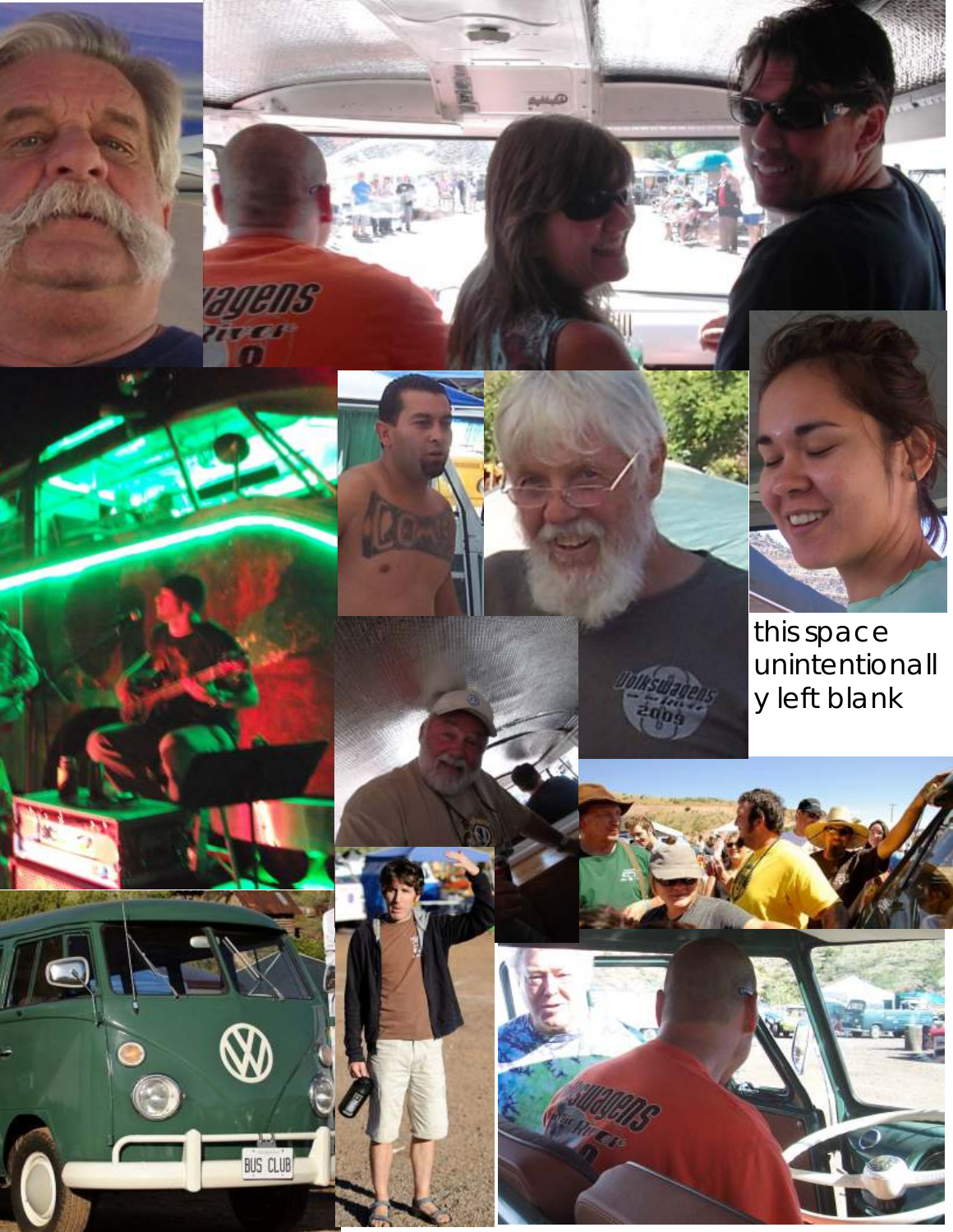this space unintentionally left blank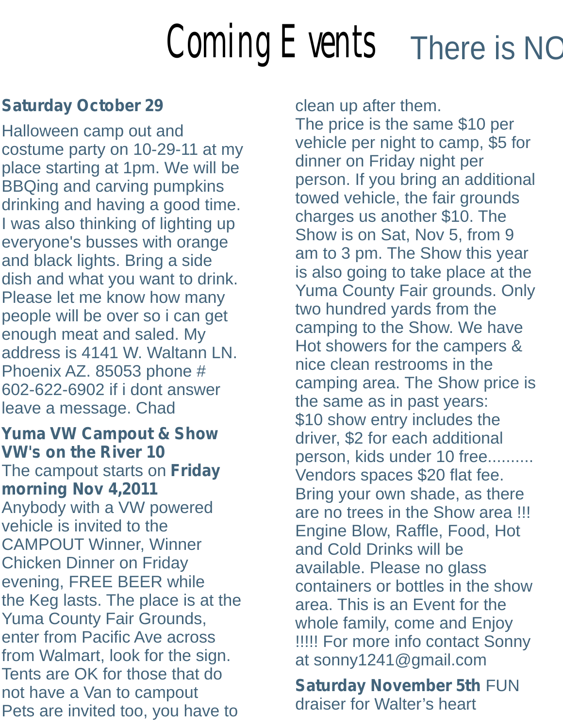# Coming Events

There is NO

**Saturday October 29**

Halloween camp out and costume party on 10-29-11 at my place starting at 1pm. We will be BBQing and carving pumpkins drinking and having a good time. I was also thinking of lighting up everyone's busses with orange and black lights. Bring a side dish and what you want to drink. Please let me know how many people will be over so i can get enough meat and saled. My address is 4141 W. Waltann LN. Phoenix AZ. 85053 phone # 602-622-6902 if i dont answer leave a message. Chad

**Yuma VW Campout & Show VW's on the River 10**

The campout starts on **Friday morning Nov 4,2011**

Anybody with a VW powered vehicle is invited to the CAMPOUT Winner, Winner Chicken Dinner on Friday evening, FREE BEER while the Keg lasts. The place is at the Yuma County Fair Grounds, enter from Pacific Ave across from Walmart, look for the sign. Tents are OK for those that do not have a Van to campout Pets are invited too, you have to clean up after them.

The price is the same $10 per vehicle per night to camp, $5 for dinner on Friday night per person. If you bring an additional towed vehicle, the fair grounds charges us another $10. The Show is on Sat, Nov 5, from 9 am to 3 pm. The Show this year is also going to take place at the Yuma County Fair grounds. Only two hundred yards from the camping to the Show. We have Hot showers for the campers & nice clean restrooms in the camping area. The Show price is the same as in past years:

$10 show entry includes the driver, $2 for each additional person, kids under 10 free..........

Vendors spaces $20 flat fee. Bring your own shade, as there are no trees in the Show area !!! Engine Blow, Raffle, Food, Hot and Cold Drinks will be available. Please no glass containers or bottles in the show area. This is an Event for the whole family, come and Enjoy !!!!! For more info contact Sonny at sonny1241@gmail.com

**Saturday November 5th** FUN draiser for Walter's heart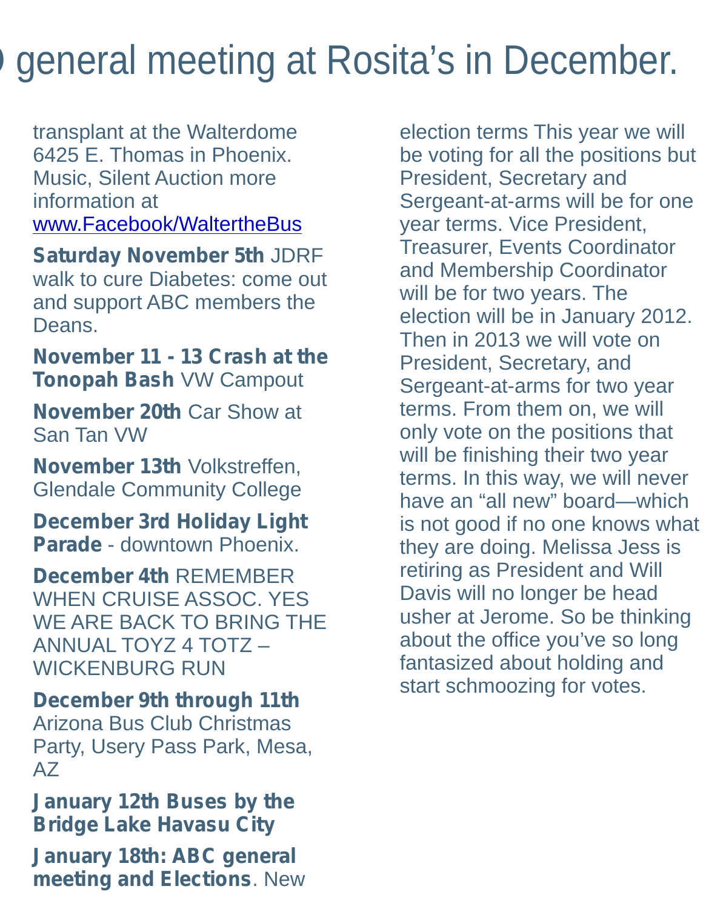# general meeting at Rosita's in December.

transplant at the Walterdome 6425 E. Thomas in Phoenix. Music, Silent Auction more information at [www.Facebook/WaltertheBus](www.Facebook/WaltertheBus)

**Saturday November 5th** JDRF walk to cure Diabetes: come out and support ABC members the Deans.

**November 11 - 13 Crash at the Tonopah Bash** VW Campout

**November 20th** Car Show at San Tan VW

**November 13th** Volkstreffen, Glendale Community College

**December 3rd Holiday Light Parade** - downtown Phoenix.

**December 4th** REMEMBER WHEN CRUISE ASSOC. YES WE ARE BACK TO BRING THE ANNUAL TOYZ 4 TOTZ – WICKENBURG RUN

**December 9th through 11th** Arizona Bus Club Christmas Party, Usery Pass Park, Mesa, AZ

**January 12th Buses by the Bridge Lake Havasu City**

**January 18th: ABC general meeting and Elections**. New election terms This year we will be voting for all the positions but President, Secretary and Sergeant-at-arms will be for one year terms. Vice President, Treasurer, Events Coordinator and Membership Coordinator will be for two years. The election will be in January 2012. Then in 2013 we will vote on President, Secretary, and Sergeant-at-arms for two year terms. From them on, we will only vote on the positions that will be finishing their two year terms. In this way, we will never have an "all new" board—which is not good if no one knows what they are doing. Melissa Jess is retiring as President and Will Davis will no longer be head usher at Jerome. So be thinking about the office you've so long fantasized about holding and start schmoozing for votes.